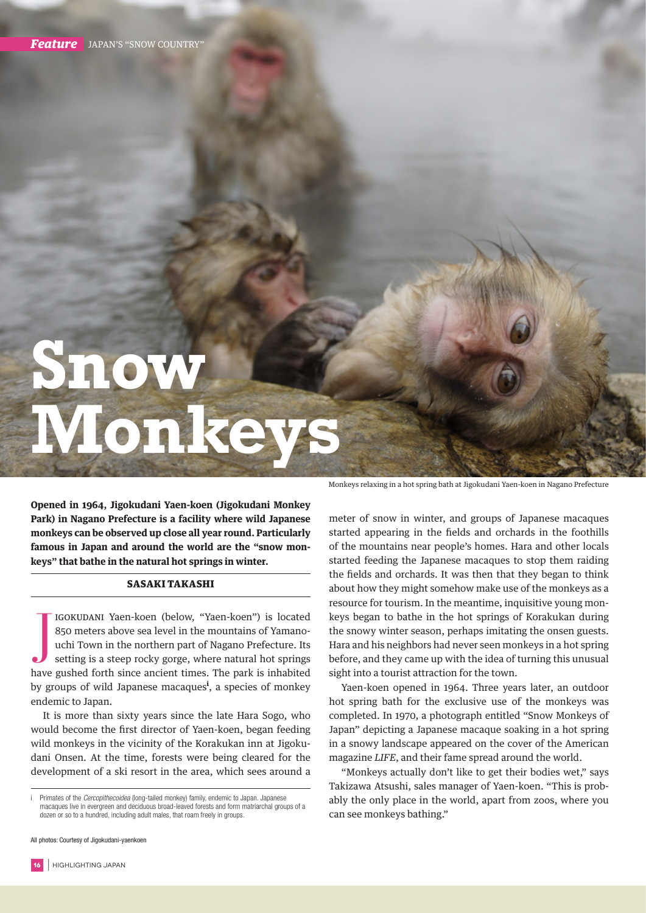# Snow Monkeys

Monkeys relaxing in a hot spring bath at Jigokudani Yaen-koen in Nagano Prefecture

**Opened in 1964, Jigokudani Yaen-koen (Jigokudani Monkey Park) in Nagano Prefecture is a facility where wild Japanese monkeys can be observed up close all year round. Particularly famous in Japan and around the world are the "snow monkeys" that bathe in the natural hot springs in winter.**

**SASAKI TAKASHI**

JIGOKUDANI Yaen-koen (below, "Yaen-koen") is located 850 meters above sea level in the mountains of Yamanouchi Town in the northern part of Nagano Prefecture. Its setting is a steep rocky gorge, where natural hot springs have gushed forth since ancient times. The park is inhabited by groups of wild Japanese macaques[i], a species of monkey endemic to Japan.

It is more than sixty years since the late Hara Sogo, who would become the first director of Yaen-koen, began feeding wild monkeys in the vicinity of the Korakukan inn at Jigokudani Onsen. At the time, forests were being cleared for the development of a ski resort in the area, which sees around a meter of snow in winter, and groups of Japanese macaques started appearing in the fields and orchards in the foothills of the mountains near people's homes. Hara and other locals started feeding the Japanese macaques to stop them raiding the fields and orchards. It was then that they began to think about how they might somehow make use of the monkeys as a resource for tourism. In the meantime, inquisitive young monkeys began to bathe in the hot springs of Korakukan during the snowy winter season, perhaps imitating the onsen guests. Hara and his neighbors had never seen monkeys in a hot spring before, and they came up with the idea of turning this unusual sight into a tourist attraction for the town.

Yaen-koen opened in 1964. Three years later, an outdoor hot spring bath for the exclusive use of the monkeys was completed. In 1970, a photograph entitled "Snow Monkeys of Japan" depicting a Japanese macaque soaking in a hot spring in a snowy landscape appeared on the cover of the American magazine *LIFE*, and their fame spread around the world.

"Monkeys actually don't like to get their bodies wet," says Takizawa Atsushi, sales manager of Yaen-koen. "This is probably the only place in the world, apart from zoos, where you can see monkeys bathing."

i Primates of the *Cercopithecoidea* (long-tailed monkey) family, endemic to Japan. Japanese macaques live in evergreen and deciduous broad-leaved forests and form matriarchal groups of a dozen or so to a hundred, including adult males, that roam freely in groups.

All photos: Courtesy of Jigokudani-yaenkoen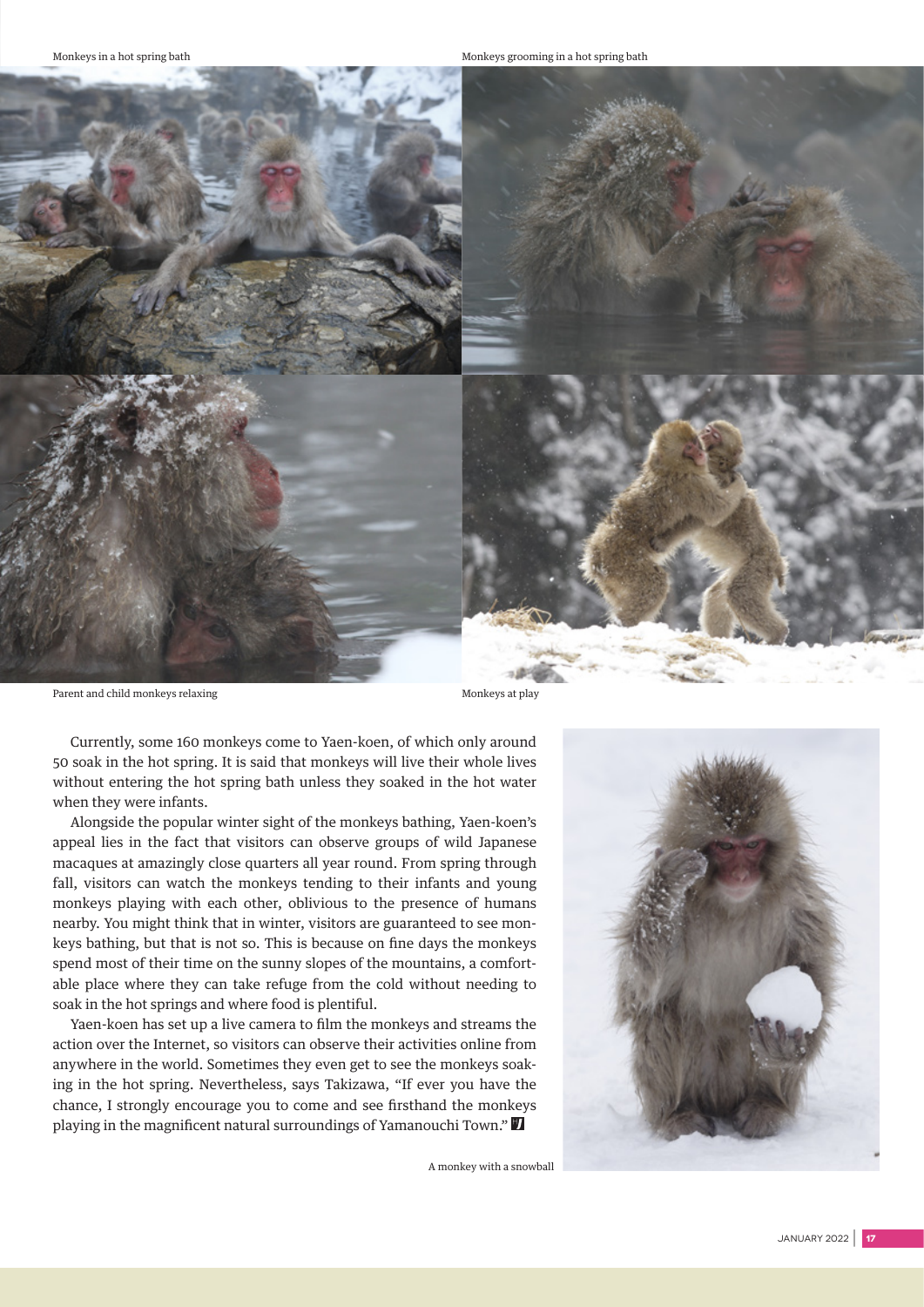Monkeys in a hot spring bath

Monkeys grooming in a hot spring bath

Parent and child monkeys relaxing

Monkeys at play

Currently, some 160 monkeys come to Yaen-koen, of which only around 50 soak in the hot spring. It is said that monkeys will live their whole lives without entering the hot spring bath unless they soaked in the hot water when they were infants.

Alongside the popular winter sight of the monkeys bathing, Yaen-koen's appeal lies in the fact that visitors can observe groups of wild Japanese macaques at amazingly close quarters all year round. From spring through fall, visitors can watch the monkeys tending to their infants and young monkeys playing with each other, oblivious to the presence of humans nearby. You might think that in winter, visitors are guaranteed to see monkeys bathing, but that is not so. This is because on fine days the monkeys spend most of their time on the sunny slopes of the mountains, a comfortable place where they can take refuge from the cold without needing to soak in the hot springs and where food is plentiful.

Yaen-koen has set up a live camera to film the monkeys and streams the action over the Internet, so visitors can observe their activities online from anywhere in the world. Sometimes they even get to see the monkeys soaking in the hot spring. Nevertheless, says Takizawa, "If ever you have the chance, I strongly encourage you to come and see firsthand the monkeys playing in the magnificent natural surroundings of Yamanouchi Town."

A monkey with a snowball